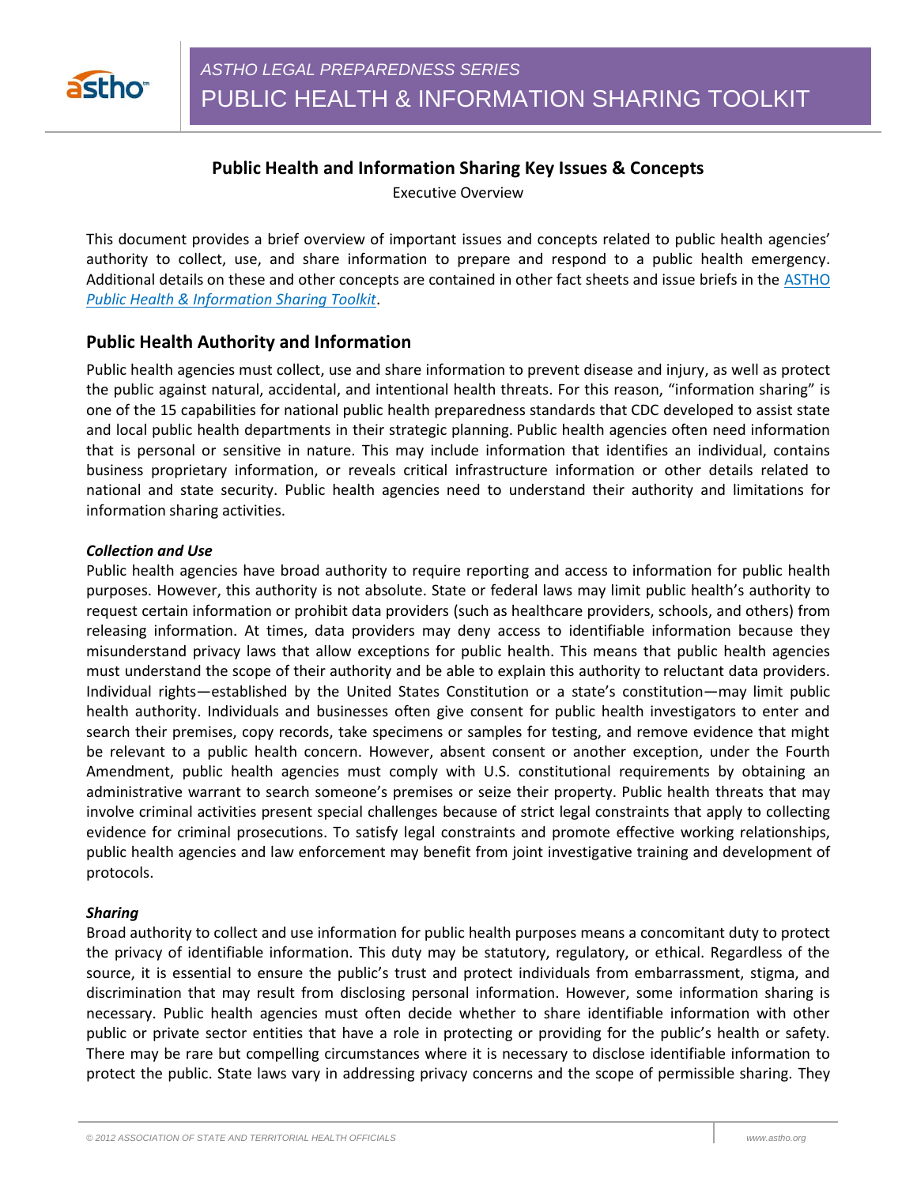# Public Health and Information Sharing Key Issues & Concepts

Executive Overview

This document provides a brief overview of important issues and concepts related to public health agencies' authority to collect, use, and share information to prepare and respond to a public health emergency. Additional details on these and other concepts are contained in other fact sheets and issue briefs in the ASTHO *Public Health & Information Sharing Toolkit*.

## Public Health Authority and Information

Public health agencies must collect, use and share information to prevent disease and injury, as well as protect the public against natural, accidental, and intentional health threats. For this reason, "information sharing" is one of the 15 capabilities for national public health preparedness standards that CDC developed to assist state and local public health departments in their strategic planning. Public health agencies often need information that is personal or sensitive in nature. This may include information that identifies an individual, contains business proprietary information, or reveals critical infrastructure information or other details related to national and state security. Public health agencies need to understand their authority and limitations for information sharing activities.

### *Collection and Use*

Public health agencies have broad authority to require reporting and access to information for public health purposes. However, this authority is not absolute. State or federal laws may limit public health's authority to request certain information or prohibit data providers (such as healthcare providers, schools, and others) from releasing information. At times, data providers may deny access to identifiable information because they misunderstand privacy laws that allow exceptions for public health. This means that public health agencies must understand the scope of their authority and be able to explain this authority to reluctant data providers. Individual rights—established by the United States Constitution or a state's constitution—may limit public health authority. Individuals and businesses often give consent for public health investigators to enter and search their premises, copy records, take specimens or samples for testing, and remove evidence that might be relevant to a public health concern. However, absent consent or another exception, under the Fourth Amendment, public health agencies must comply with U.S. constitutional requirements by obtaining an administrative warrant to search someone's premises or seize their property. Public health threats that may involve criminal activities present special challenges because of strict legal constraints that apply to collecting evidence for criminal prosecutions. To satisfy legal constraints and promote effective working relationships, public health agencies and law enforcement may benefit from joint investigative training and development of protocols.

### *Sharing*

Broad authority to collect and use information for public health purposes means a concomitant duty to protect the privacy of identifiable information. This duty may be statutory, regulatory, or ethical. Regardless of the source, it is essential to ensure the public's trust and protect individuals from embarrassment, stigma, and discrimination that may result from disclosing personal information. However, some information sharing is necessary. Public health agencies must often decide whether to share identifiable information with other public or private sector entities that have a role in protecting or providing for the public's health or safety. There may be rare but compelling circumstances where it is necessary to disclose identifiable information to protect the public. State laws vary in addressing privacy concerns and the scope of permissible sharing. They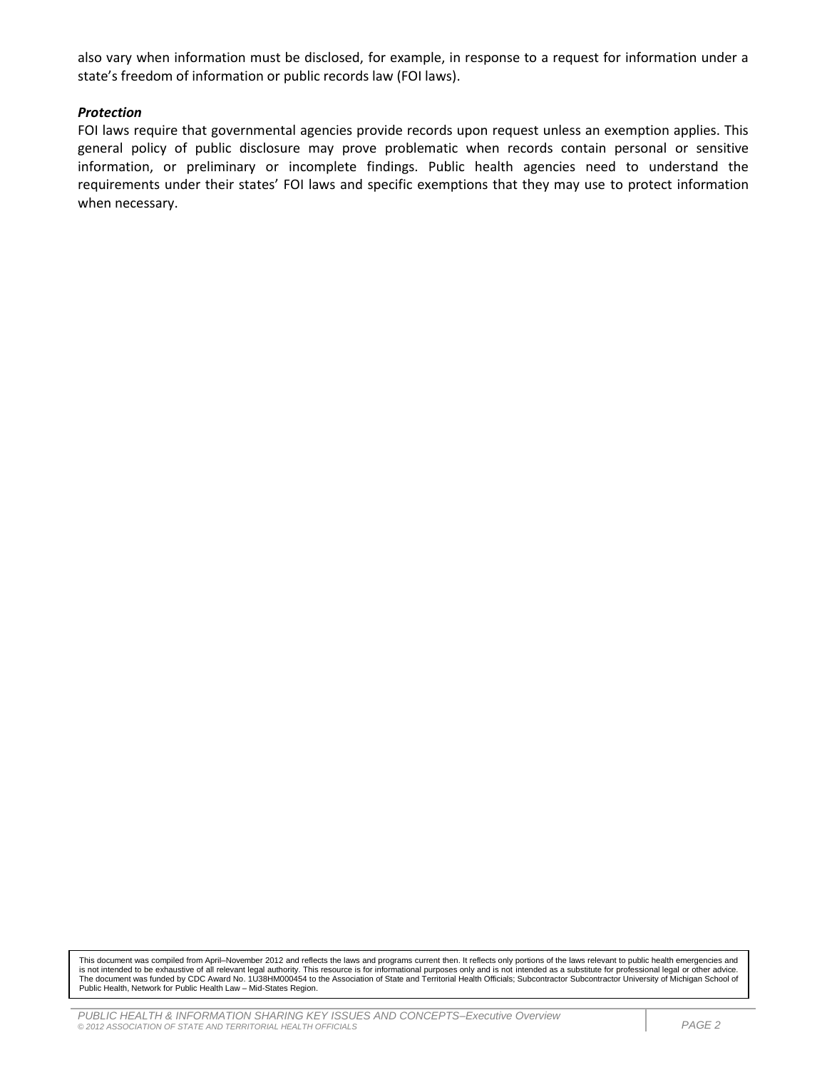also vary when information must be disclosed, for example, in response to a request for information under a state's freedom of information or public records law (FOI laws).

***Protection***

FOI laws require that governmental agencies provide records upon request unless an exemption applies. This general policy of public disclosure may prove problematic when records contain personal or sensitive information, or preliminary or incomplete findings. Public health agencies need to understand the requirements under their states' FOI laws and specific exemptions that they may use to protect information when necessary.

This document was compiled from April–November 2012 and reflects the laws and programs current then. It reflects only portions of the laws relevant to public health emergencies and is not intended to be exhaustive of all relevant legal authority. This resource is for informational purposes only and is not intended as a substitute for professional legal or other advice. The document was funded by CDC Award No. 1U38HM000454 to the Association of State and Territorial Health Officials; Subcontractor Subcontractor University of Michigan School of Public Health, Network for Public Health Law – Mid-States Region.